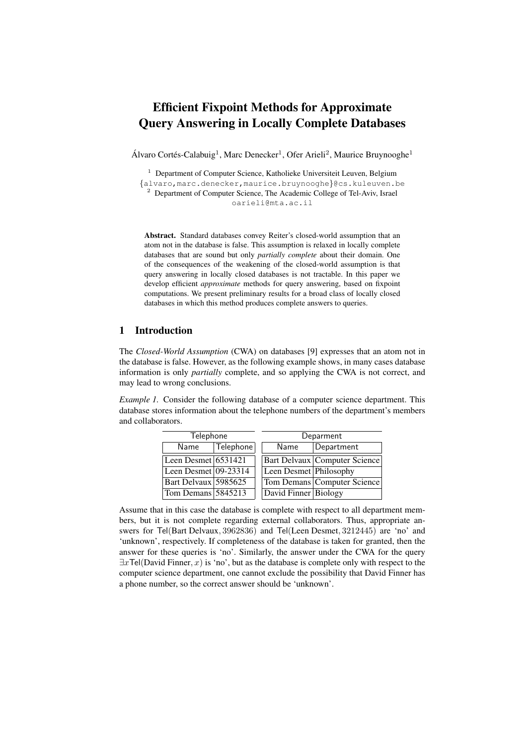# Efficient Fixpoint Methods for Approximate Query Answering in Locally Complete Databases

Álvaro Cortés-Calabuig[1], Marc Denecker[1], Ofer Arieli[2], Maurice Bruynooghe[1]

[1] Department of Computer Science, Katholieke Universiteit Leuven, Belgium
{alvaro,marc.denecker,maurice.bruynooghe}@cs.kuleuven.be
[2] Department of Computer Science, The Academic College of Tel-Aviv, Israel
oarieli@mta.ac.il

**Abstract.** Standard databases convey Reiter's closed-world assumption that an atom not in the database is false. This assumption is relaxed in locally complete databases that are sound but only *partially complete* about their domain. One of the consequences of the weakening of the closed-world assumption is that query answering in locally closed databases is not tractable. In this paper we develop efficient *approximate* methods for query answering, based on fixpoint computations. We present preliminary results for a broad class of locally closed databases in which this method produces complete answers to queries.

## 1 Introduction

The *Closed-World Assumption* (CWA) on databases [9] expresses that an atom not in the database is false. However, as the following example shows, in many cases database information is only *partially* complete, and so applying the CWA is not correct, and may lead to wrong conclusions.

*Example 1.* Consider the following database of a computer science department. This database stores information about the telephone numbers of the department's members and collaborators.

| Telephone | |
|---|---|
| Name | Telephone |
| Leen Desmet | 6531421 |
| Leen Desmet | 09-23314 |
| Bart Delvaux | 5985625 |
| Tom Demans | 5845213 |

| Deparment | |
|---|---|
| Name | Department |
| Bart Delvaux | Computer Science |
| Leen Desmet | Philosophy |
| Tom Demans | Computer Science |
| David Finner | Biology |

Assume that in this case the database is complete with respect to all department members, but it is not complete regarding external collaborators. Thus, appropriate answers for $\mathsf{Tel}(\text{Bart Delvaux}, 3962836)$ and $\mathsf{Tel}(\text{Leen Desmet}, 3212445)$ are 'no' and 'unknown', respectively. If completeness of the database is taken for granted, then the answer for these queries is 'no'. Similarly, the answer under the CWA for the query $\exists x \mathsf{Tel}(\text{David Finner}, x)$ is 'no', but as the database is complete only with respect to the computer science department, one cannot exclude the possibility that David Finner has a phone number, so the correct answer should be 'unknown'.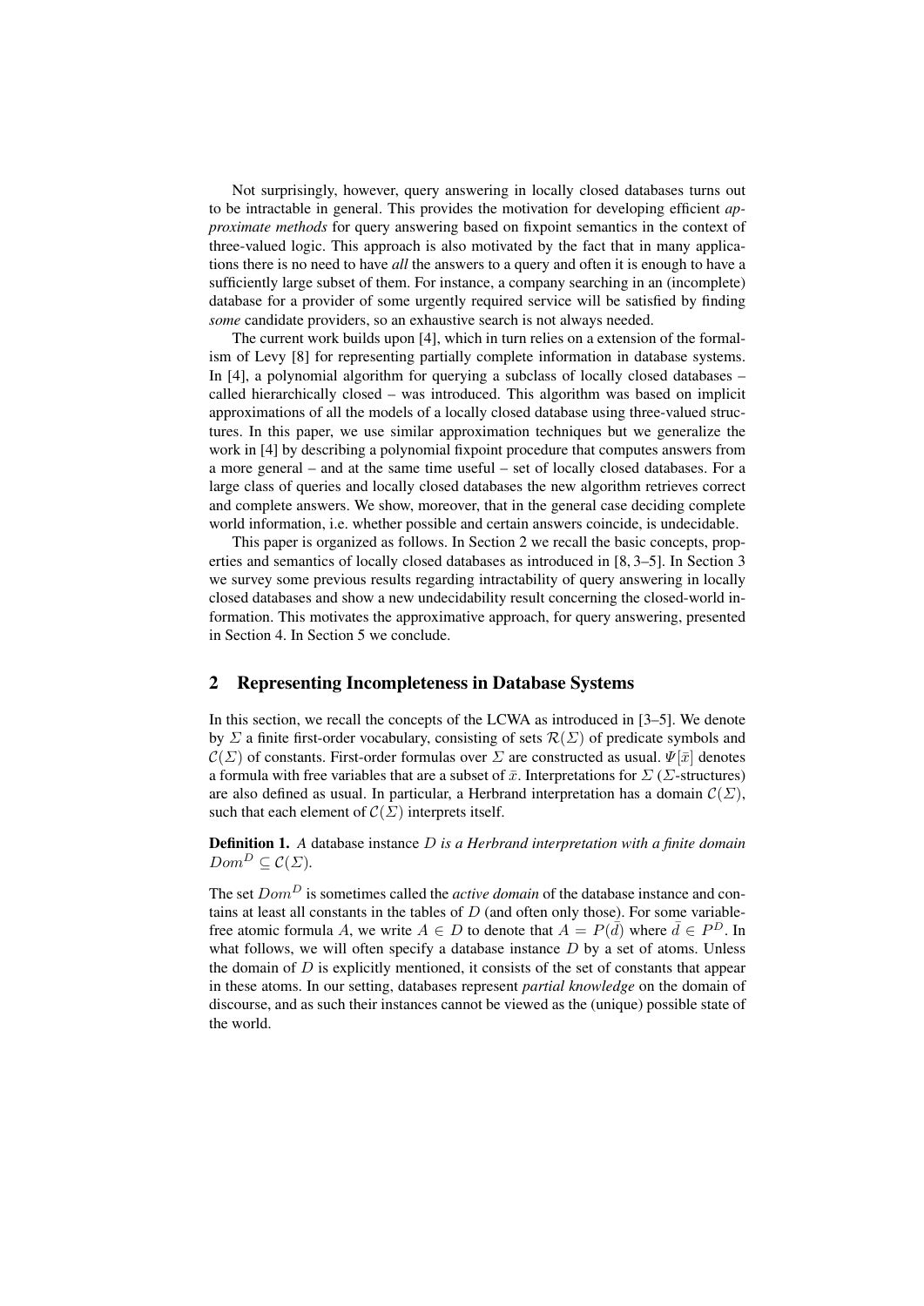Not surprisingly, however, query answering in locally closed databases turns out to be intractable in general. This provides the motivation for developing efficient *approximate methods* for query answering based on fixpoint semantics in the context of three-valued logic. This approach is also motivated by the fact that in many applications there is no need to have *all* the answers to a query and often it is enough to have a sufficiently large subset of them. For instance, a company searching in an (incomplete) database for a provider of some urgently required service will be satisfied by finding *some* candidate providers, so an exhaustive search is not always needed.

The current work builds upon [4], which in turn relies on a extension of the formalism of Levy [8] for representing partially complete information in database systems. In [4], a polynomial algorithm for querying a subclass of locally closed databases – called hierarchically closed – was introduced. This algorithm was based on implicit approximations of all the models of a locally closed database using three-valued structures. In this paper, we use similar approximation techniques but we generalize the work in [4] by describing a polynomial fixpoint procedure that computes answers from a more general – and at the same time useful – set of locally closed databases. For a large class of queries and locally closed databases the new algorithm retrieves correct and complete answers. We show, moreover, that in the general case deciding complete world information, i.e. whether possible and certain answers coincide, is undecidable.

This paper is organized as follows. In Section 2 we recall the basic concepts, properties and semantics of locally closed databases as introduced in [8, 3–5]. In Section 3 we survey some previous results regarding intractability of query answering in locally closed databases and show a new undecidability result concerning the closed-world information. This motivates the approximative approach, for query answering, presented in Section 4. In Section 5 we conclude.

## 2 Representing Incompleteness in Database Systems

In this section, we recall the concepts of the LCWA as introduced in [3–5]. We denote by $\Sigma$ a finite first-order vocabulary, consisting of sets $\mathcal{R}(\Sigma)$ of predicate symbols and $\mathcal{C}(\Sigma)$ of constants. First-order formulas over $\Sigma$ are constructed as usual. $\Psi[\bar{x}]$ denotes a formula with free variables that are a subset of $\bar{x}$. Interpretations for $\Sigma$ ($\Sigma$-structures) are also defined as usual. In particular, a Herbrand interpretation has a domain $\mathcal{C}(\Sigma)$, such that each element of $\mathcal{C}(\Sigma)$ interprets itself.

**Definition 1.** *A* database instance $D$ *is a Herbrand interpretation with a finite domain* $Dom^D \subseteq \mathcal{C}(\Sigma)$.

The set $Dom^D$ is sometimes called the *active domain* of the database instance and contains at least all constants in the tables of $D$ (and often only those). For some variable-free atomic formula $A$, we write $A \in D$ to denote that $A = P(\bar{d})$ where $\bar{d} \in P^D$. In what follows, we will often specify a database instance $D$ by a set of atoms. Unless the domain of $D$ is explicitly mentioned, it consists of the set of constants that appear in these atoms. In our setting, databases represent *partial knowledge* on the domain of discourse, and as such their instances cannot be viewed as the (unique) possible state of the world.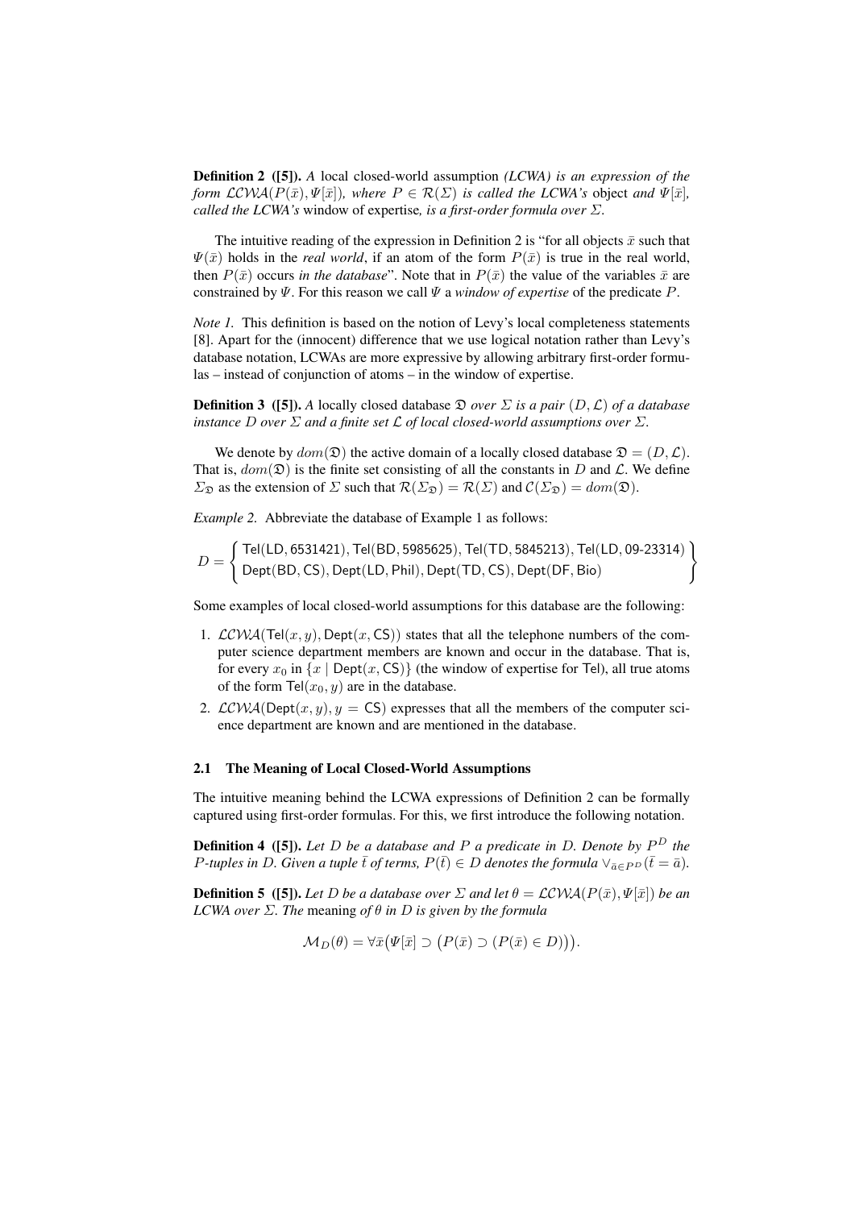**Definition 2 ([5]).** *A* local closed-world assumption *(LCWA) is an expression of the form $\mathcal{LCWA}(P(\bar{x}), \Psi[\bar{x}])$, where $P \in \mathcal{R}(\Sigma)$ is called the LCWA's* object *and $\Psi[\bar{x}]$, called the LCWA's* window of expertise*, is a first-order formula over $\Sigma$.*

The intuitive reading of the expression in Definition 2 is "for all objects $\bar{x}$ such that $\Psi(\bar{x})$ holds in the *real world*, if an atom of the form $P(\bar{x})$ is true in the real world, then $P(\bar{x})$ occurs *in the database*". Note that in $P(\bar{x})$ the value of the variables $\bar{x}$ are constrained by $\Psi$. For this reason we call $\Psi$ a *window of expertise* of the predicate $P$.

*Note 1.* This definition is based on the notion of Levy's local completeness statements [8]. Apart for the (innocent) difference that we use logical notation rather than Levy's database notation, LCWAs are more expressive by allowing arbitrary first-order formulas – instead of conjunction of atoms – in the window of expertise.

**Definition 3 ([5]).** *A locally closed database $\mathfrak{D}$ over $\Sigma$ is a pair $(D, \mathcal{L})$ of a database instance $D$ over $\Sigma$ and a finite set $\mathcal{L}$ of local closed-world assumptions over $\Sigma$.*

We denote by $dom(\mathfrak{D})$ the active domain of a locally closed database $\mathfrak{D} = (D, \mathcal{L})$. That is, $dom(\mathfrak{D})$ is the finite set consisting of all the constants in $D$ and $\mathcal{L}$. We define $\Sigma_{\mathfrak{D}}$ as the extension of $\Sigma$ such that $\mathcal{R}(\Sigma_{\mathfrak{D}}) = \mathcal{R}(\Sigma)$ and $\mathcal{C}(\Sigma_{\mathfrak{D}}) = dom(\mathfrak{D})$.

*Example 2.* Abbreviate the database of Example 1 as follows:

$$D = \left\{ \begin{array}{l} \mathsf{Tel}(\mathsf{LD}, 6531421), \mathsf{Tel}(\mathsf{BD}, 5985625), \mathsf{Tel}(\mathsf{TD}, 5845213), \mathsf{Tel}(\mathsf{LD}, 09\text{-}23314) \\ \mathsf{Dept}(\mathsf{BD}, \mathsf{CS}), \mathsf{Dept}(\mathsf{LD}, \mathsf{Phil}), \mathsf{Dept}(\mathsf{TD}, \mathsf{CS}), \mathsf{Dept}(\mathsf{DF}, \mathsf{Bio}) \end{array} \right\}$$

Some examples of local closed-world assumptions for this database are the following:

1. $\mathcal{LCWA}(\mathsf{Tel}(x, y), \mathsf{Dept}(x, \mathsf{CS}))$ states that all the telephone numbers of the computer science department members are known and occur in the database. That is, for every $x_0$ in $\{x \mid \mathsf{Dept}(x, \mathsf{CS})\}$ (the window of expertise for Tel), all true atoms of the form $\mathsf{Tel}(x_0, y)$ are in the database.
2. $\mathcal{LCWA}(\mathsf{Dept}(x, y), y = \mathsf{CS})$ expresses that all the members of the computer science department are known and are mentioned in the database.

### 2.1 The Meaning of Local Closed-World Assumptions

The intuitive meaning behind the LCWA expressions of Definition 2 can be formally captured using first-order formulas. For this, we first introduce the following notation.

**Definition 4 ([5]).** *Let $D$ be a database and $P$ a predicate in $D$. Denote by $P^D$ the $P$-tuples in $D$. Given a tuple $\bar{t}$ of terms, $P(\bar{t}) \in D$ denotes the formula $\vee_{\bar{a} \in P^D}(\bar{t} = \bar{a})$.*

**Definition 5 ([5]).** *Let $D$ be a database over $\Sigma$ and let $\theta = \mathcal{LCWA}(P(\bar{x}), \Psi[\bar{x}])$ be an LCWA over $\Sigma$. The* meaning *of $\theta$ in $D$ is given by the formula*

$$\mathcal{M}_D(\theta) = \forall \bar{x}\big(\Psi[\bar{x}] \supset \big(P(\bar{x}) \supset (P(\bar{x}) \in D)\big)\big).$$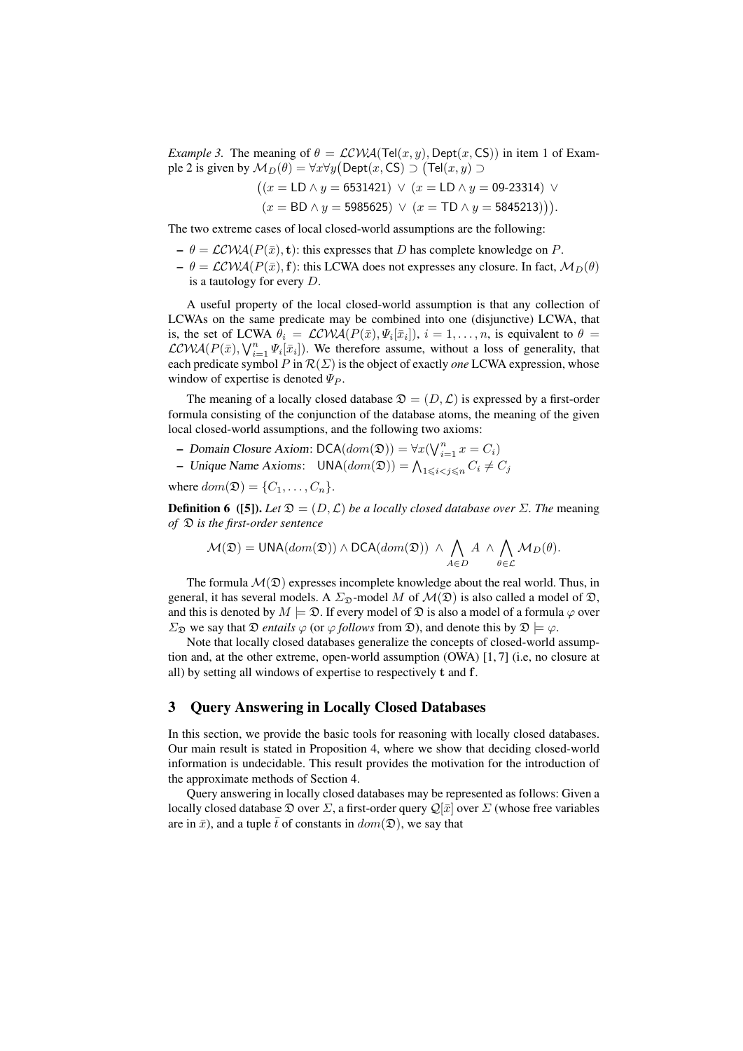*Example 3.* The meaning of $\theta = \mathcal{LCWA}(\mathsf{Tel}(x, y), \mathsf{Dept}(x, \mathsf{CS}))$ in item 1 of Example 2 is given by $\mathcal{M}_D(\theta) = \forall x \forall y \big(\mathsf{Dept}(x, \mathsf{CS}) \supset \big(\mathsf{Tel}(x, y) \supset$

$$\big((x = \mathsf{LD} \wedge y = \mathsf{6531421}) \vee (x = \mathsf{LD} \wedge y = \mathsf{09\text{-}23314}) \vee$$
$$(x = \mathsf{BD} \wedge y = \mathsf{5985625}) \vee (x = \mathsf{TD} \wedge y = \mathsf{5845213})\big)\big).$$

The two extreme cases of local closed-world assumptions are the following:

- $\theta = \mathcal{LCWA}(P(\bar{x}), \mathbf{t})$: this expresses that $D$ has complete knowledge on $P$.
- $\theta = \mathcal{LCWA}(P(\bar{x}), \mathbf{f})$: this LCWA does not expresses any closure. In fact, $\mathcal{M}_D(\theta)$ is a tautology for every $D$.

A useful property of the local closed-world assumption is that any collection of LCWAs on the same predicate may be combined into one (disjunctive) LCWA, that is, the set of LCWA $\theta_i = \mathcal{LCWA}(P(\bar{x}), \Psi_i[\bar{x}_i])$, $i = 1, \ldots, n$, is equivalent to $\theta = \mathcal{LCWA}(P(\bar{x}), \bigvee_{i=1}^{n} \Psi_i[\bar{x}_i])$. We therefore assume, without a loss of generality, that each predicate symbol $P$ in $\mathcal{R}(\Sigma)$ is the object of exactly *one* LCWA expression, whose window of expertise is denoted $\Psi_P$.

The meaning of a locally closed database $\mathfrak{D} = (D, \mathcal{L})$ is expressed by a first-order formula consisting of the conjunction of the database atoms, the meaning of the given local closed-world assumptions, and the following two axioms:

- *Domain Closure Axiom*: $\mathsf{DCA}(dom(\mathfrak{D})) = \forall x (\bigvee_{i=1}^{n} x = C_i)$
- *Unique Name Axioms*: $\mathsf{UNA}(dom(\mathfrak{D})) = \bigwedge_{1 \leqslant i < j \leqslant n} C_i \neq C_j$

where $dom(\mathfrak{D}) = \{C_1, \ldots, C_n\}$.

**Definition 6 ([5]).** *Let $\mathfrak{D} = (D, \mathcal{L})$ be a locally closed database over $\Sigma$. The* meaning *of $\mathfrak{D}$ is the first-order sentence*

$$\mathcal{M}(\mathfrak{D}) = \mathsf{UNA}(dom(\mathfrak{D})) \wedge \mathsf{DCA}(dom(\mathfrak{D})) \;\wedge\; \bigwedge_{A \in D} A \;\wedge\; \bigwedge_{\theta \in \mathcal{L}} \mathcal{M}_D(\theta).$$

The formula $\mathcal{M}(\mathfrak{D})$ expresses incomplete knowledge about the real world. Thus, in general, it has several models. A $\Sigma_{\mathfrak{D}}$-model $M$ of $\mathcal{M}(\mathfrak{D})$ is also called a model of $\mathfrak{D}$, and this is denoted by $M \models \mathfrak{D}$. If every model of $\mathfrak{D}$ is also a model of a formula $\varphi$ over $\Sigma_{\mathfrak{D}}$ we say that $\mathfrak{D}$ *entails* $\varphi$ (or $\varphi$ *follows* from $\mathfrak{D}$), and denote this by $\mathfrak{D} \models \varphi$.

Note that locally closed databases generalize the concepts of closed-world assumption and, at the other extreme, open-world assumption (OWA) [1, 7] (i.e, no closure at all) by setting all windows of expertise to respectively $\mathbf{t}$ and $\mathbf{f}$.

## 3 Query Answering in Locally Closed Databases

In this section, we provide the basic tools for reasoning with locally closed databases. Our main result is stated in Proposition 4, where we show that deciding closed-world information is undecidable. This result provides the motivation for the introduction of the approximate methods of Section 4.

Query answering in locally closed databases may be represented as follows: Given a locally closed database $\mathfrak{D}$ over $\Sigma$, a first-order query $\mathcal{Q}[\bar{x}]$ over $\Sigma$ (whose free variables are in $\bar{x}$), and a tuple $\bar{t}$ of constants in $dom(\mathfrak{D})$, we say that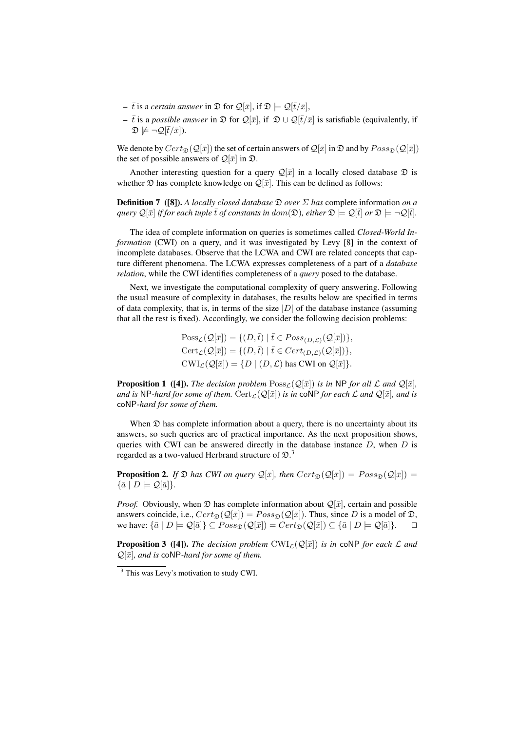- $\bar{t}$ is a *certain answer* in $\mathfrak{D}$ for $\mathcal{Q}[\bar{x}]$, if $\mathfrak{D} \models \mathcal{Q}[\bar{t}/\bar{x}]$,
- $\bar{t}$ is a *possible answer* in $\mathfrak{D}$ for $\mathcal{Q}[\bar{x}]$, if $\mathfrak{D} \cup \mathcal{Q}[\bar{t}/\bar{x}]$ is satisfiable (equivalently, if $\mathfrak{D} \not\models \neg\mathcal{Q}[\bar{t}/\bar{x}]$).

We denote by $Cert_{\mathfrak{D}}(\mathcal{Q}[\bar{x}])$ the set of certain answers of $\mathcal{Q}[\bar{x}]$ in $\mathfrak{D}$ and by $Poss_{\mathfrak{D}}(\mathcal{Q}[\bar{x}])$ the set of possible answers of $\mathcal{Q}[\bar{x}]$ in $\mathfrak{D}$.

Another interesting question for a query $\mathcal{Q}[\bar{x}]$ in a locally closed database $\mathfrak{D}$ is whether $\mathfrak{D}$ has complete knowledge on $\mathcal{Q}[\bar{x}]$. This can be defined as follows:

**Definition 7 ([8]).** *A locally closed database $\mathfrak{D}$ over $\Sigma$ has* complete information *on a query $\mathcal{Q}[\bar{x}]$ if for each tuple $\bar{t}$ of constants in $dom(\mathfrak{D})$, either $\mathfrak{D} \models \mathcal{Q}[\bar{t}]$ or $\mathfrak{D} \models \neg\mathcal{Q}[\bar{t}]$.*

The idea of complete information on queries is sometimes called *Closed-World Information* (CWI) on a query, and it was investigated by Levy [8] in the context of incomplete databases. Observe that the LCWA and CWI are related concepts that capture different phenomena. The LCWA expresses completeness of a part of a *database relation*, while the CWI identifies completeness of a *query* posed to the database.

Next, we investigate the computational complexity of query answering. Following the usual measure of complexity in databases, the results below are specified in terms of data complexity, that is, in terms of the size $|D|$ of the database instance (assuming that all the rest is fixed). Accordingly, we consider the following decision problems:

$$\mathrm{Poss}_{\mathcal{L}}(\mathcal{Q}[\bar{x}]) = \{(D,\bar{t}) \mid \bar{t} \in Poss_{(D,\mathcal{L})}(\mathcal{Q}[\bar{x}])\},$$
$$\mathrm{Cert}_{\mathcal{L}}(\mathcal{Q}[\bar{x}]) = \{(D,\bar{t}) \mid \bar{t} \in Cert_{(D,\mathcal{L})}(\mathcal{Q}[\bar{x}])\},$$
$$\mathrm{CWI}_{\mathcal{L}}(\mathcal{Q}[\bar{x}]) = \{D \mid (D,\mathcal{L}) \text{ has CWI on } \mathcal{Q}[\bar{x}]\}.$$

**Proposition 1 ([4]).** *The decision problem $\mathrm{Poss}_{\mathcal{L}}(\mathcal{Q}[\bar{x}])$ is in* NP *for all $\mathcal{L}$ and $\mathcal{Q}[\bar{x}]$, and is* NP*-hard for some of them. $\mathrm{Cert}_{\mathcal{L}}(\mathcal{Q}[\bar{x}])$ is in* coNP *for each $\mathcal{L}$ and $\mathcal{Q}[\bar{x}]$, and is* coNP*-hard for some of them.*

When $\mathfrak{D}$ has complete information about a query, there is no uncertainty about its answers, so such queries are of practical importance. As the next proposition shows, queries with CWI can be answered directly in the database instance $D$, when $D$ is regarded as a two-valued Herbrand structure of $\mathfrak{D}$.[3]

**Proposition 2.** *If $\mathfrak{D}$ has CWI on query $\mathcal{Q}[\bar{x}]$, then $Cert_{\mathfrak{D}}(\mathcal{Q}[\bar{x}]) = Poss_{\mathfrak{D}}(\mathcal{Q}[\bar{x}]) = \{\bar{a} \mid D \models \mathcal{Q}[\bar{a}]\}$.*

*Proof.* Obviously, when $\mathfrak{D}$ has complete information about $\mathcal{Q}[\bar{x}]$, certain and possible answers coincide, i.e., $Cert_{\mathfrak{D}}(\mathcal{Q}[\bar{x}]) = Poss_{\mathfrak{D}}(\mathcal{Q}[\bar{x}])$. Thus, since $D$ is a model of $\mathfrak{D}$, we have: $\{\bar{a} \mid D \models \mathcal{Q}[\bar{a}]\} \subseteq Poss_{\mathfrak{D}}(\mathcal{Q}[\bar{x}]) = Cert_{\mathfrak{D}}(\mathcal{Q}[\bar{x}]) \subseteq \{\bar{a} \mid D \models \mathcal{Q}[\bar{a}]\}$. ☐

**Proposition 3 ([4]).** *The decision problem $\mathrm{CWI}_{\mathcal{L}}(\mathcal{Q}[\bar{x}])$ is in* coNP *for each $\mathcal{L}$ and $\mathcal{Q}[\bar{x}]$, and is* coNP*-hard for some of them.*

[3] This was Levy's motivation to study CWI.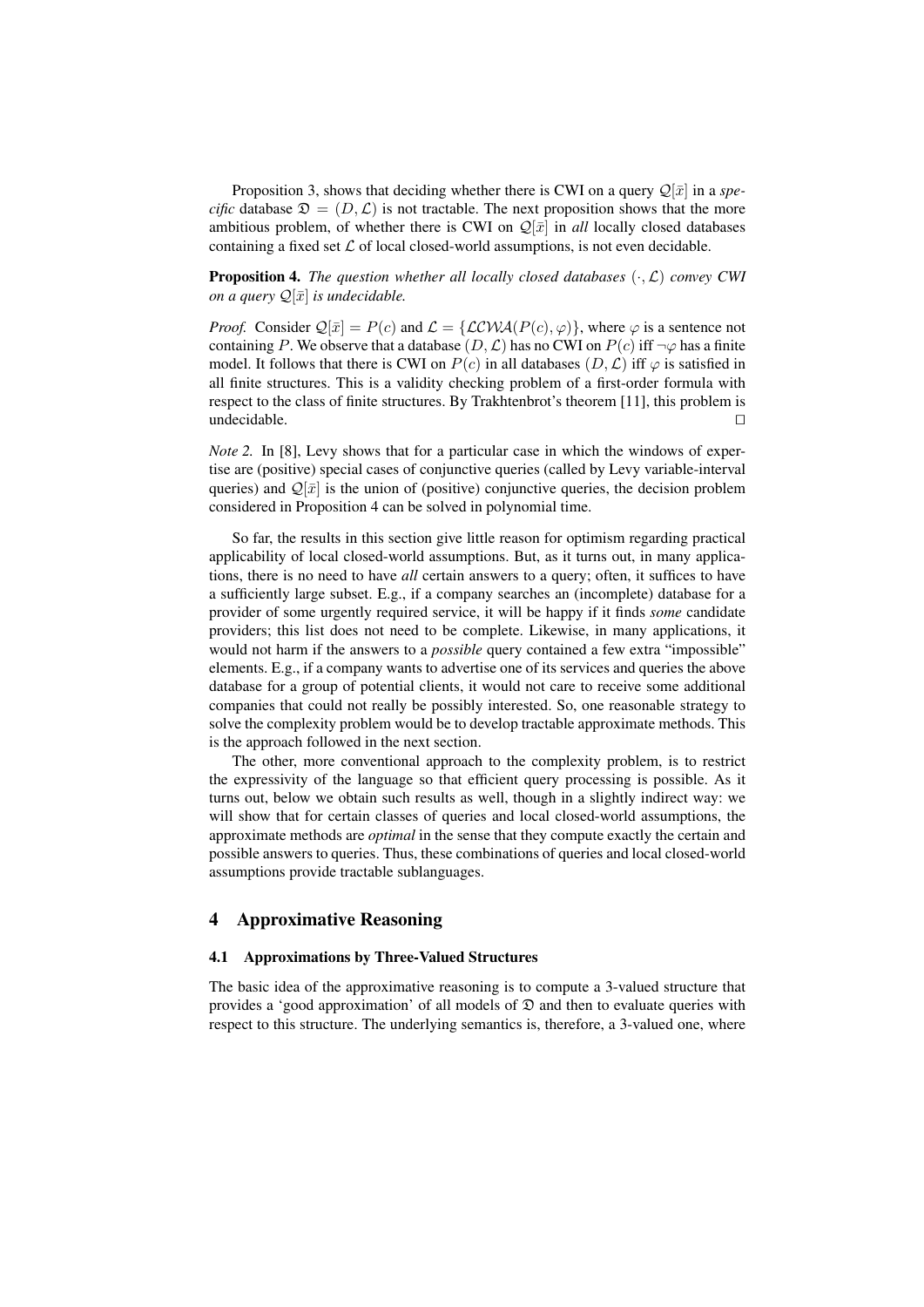Proposition 3, shows that deciding whether there is CWI on a query $\mathcal{Q}[\bar{x}]$ in a *specific* database $\mathfrak{D} = (D, \mathcal{L})$ is not tractable. The next proposition shows that the more ambitious problem, of whether there is CWI on $\mathcal{Q}[\bar{x}]$ in *all* locally closed databases containing a fixed set $\mathcal{L}$ of local closed-world assumptions, is not even decidable.

**Proposition 4.** *The question whether all locally closed databases $(\cdot, \mathcal{L})$ convey CWI on a query $\mathcal{Q}[\bar{x}]$ is undecidable.*

*Proof.* Consider $\mathcal{Q}[\bar{x}] = P(c)$ and $\mathcal{L} = \{\mathcal{LCWA}(P(c), \varphi)\}$, where $\varphi$ is a sentence not containing $P$. We observe that a database $(D, \mathcal{L})$ has no CWI on $P(c)$ iff $\neg\varphi$ has a finite model. It follows that there is CWI on $P(c)$ in all databases $(D, \mathcal{L})$ iff $\varphi$ is satisfied in all finite structures. This is a validity checking problem of a first-order formula with respect to the class of finite structures. By Trakhtenbrot's theorem [11], this problem is undecidable. $\square$

*Note 2.* In [8], Levy shows that for a particular case in which the windows of expertise are (positive) special cases of conjunctive queries (called by Levy variable-interval queries) and $\mathcal{Q}[\bar{x}]$ is the union of (positive) conjunctive queries, the decision problem considered in Proposition 4 can be solved in polynomial time.

So far, the results in this section give little reason for optimism regarding practical applicability of local closed-world assumptions. But, as it turns out, in many applications, there is no need to have *all* certain answers to a query; often, it suffices to have a sufficiently large subset. E.g., if a company searches an (incomplete) database for a provider of some urgently required service, it will be happy if it finds *some* candidate providers; this list does not need to be complete. Likewise, in many applications, it would not harm if the answers to a *possible* query contained a few extra "impossible" elements. E.g., if a company wants to advertise one of its services and queries the above database for a group of potential clients, it would not care to receive some additional companies that could not really be possibly interested. So, one reasonable strategy to solve the complexity problem would be to develop tractable approximate methods. This is the approach followed in the next section.

The other, more conventional approach to the complexity problem, is to restrict the expressivity of the language so that efficient query processing is possible. As it turns out, below we obtain such results as well, though in a slightly indirect way: we will show that for certain classes of queries and local closed-world assumptions, the approximate methods are *optimal* in the sense that they compute exactly the certain and possible answers to queries. Thus, these combinations of queries and local closed-world assumptions provide tractable sublanguages.

## 4 Approximative Reasoning

### 4.1 Approximations by Three-Valued Structures

The basic idea of the approximative reasoning is to compute a 3-valued structure that provides a 'good approximation' of all models of $\mathfrak{D}$ and then to evaluate queries with respect to this structure. The underlying semantics is, therefore, a 3-valued one, where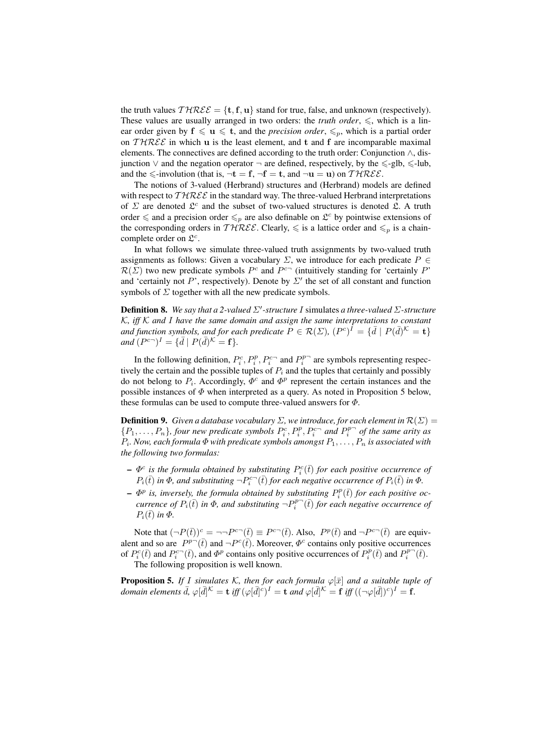the truth values $\mathcal{THREE} = \{\mathbf{t}, \mathbf{f}, \mathbf{u}\}$ stand for true, false, and unknown (respectively). These values are usually arranged in two orders: the *truth order*, $\leqslant$, which is a linear order given by $\mathbf{f} \leqslant \mathbf{u} \leqslant \mathbf{t}$, and the *precision order*, $\leqslant_p$, which is a partial order on $\mathcal{THREE}$ in which $\mathbf{u}$ is the least element, and $\mathbf{t}$ and $\mathbf{f}$ are incomparable maximal elements. The connectives are defined according to the truth order: Conjunction $\wedge$, disjunction $\vee$ and the negation operator $\neg$ are defined, respectively, by the $\leqslant$-glb, $\leqslant$-lub, and the $\leqslant$-involution (that is, $\neg\mathbf{t} = \mathbf{f}$, $\neg\mathbf{f} = \mathbf{t}$, and $\neg\mathbf{u} = \mathbf{u}$) on $\mathcal{THREE}$.

The notions of 3-valued (Herbrand) structures and (Herbrand) models are defined with respect to $\mathcal{THREE}$ in the standard way. The three-valued Herbrand interpretations of $\Sigma$ are denoted $\mathfrak{L}^c$ and the subset of two-valued structures is denoted $\mathfrak{L}$. A truth order $\leqslant$ and a precision order $\leqslant_p$ are also definable on $\mathfrak{L}^c$ by pointwise extensions of the corresponding orders in $\mathcal{THREE}$. Clearly, $\leqslant$ is a lattice order and $\leqslant_p$ is a chain-complete order on $\mathfrak{L}^c$.

In what follows we simulate three-valued truth assignments by two-valued truth assignments as follows: Given a vocabulary $\Sigma$, we introduce for each predicate $P \in \mathcal{R}(\Sigma)$ two new predicate symbols $P^c$ and $P^{c\neg}$ (intuitively standing for 'certainly $P$' and 'certainly not $P$', respectively). Denote by $\Sigma'$ the set of all constant and function symbols of $\Sigma$ together with all the new predicate symbols.

**Definition 8.** *We say that a 2-valued $\Sigma'$-structure $I$* simulates *a three-valued $\Sigma$-structure $\mathcal{K}$, iff $\mathcal{K}$ and $I$ have the same domain and assign the same interpretations to constant and function symbols, and for each predicate $P \in \mathcal{R}(\Sigma)$, $(P^c)^I = \{\bar{d} \mid P(\bar{d})^{\mathcal{K}} = \mathbf{t}\}$ and $(P^{c\neg})^I = \{\bar{d} \mid P(\bar{d})^{\mathcal{K}} = \mathbf{f}\}$.*

In the following definition, $P_i^c, P_i^p, P_i^{c\neg}$ and $P_i^{p\neg}$ are symbols representing respectively the certain and the possible tuples of $P_i$ and the tuples that certainly and possibly do not belong to $P_i$. Accordingly, $\Phi^c$ and $\Phi^p$ represent the certain instances and the possible instances of $\Phi$ when interpreted as a query. As noted in Proposition 5 below, these formulas can be used to compute three-valued answers for $\Phi$.

**Definition 9.** *Given a database vocabulary $\Sigma$, we introduce, for each element in $\mathcal{R}(\Sigma) = \{P_1, \ldots, P_n\}$, four new predicate symbols $P_i^c, P_i^p, P_i^{c\neg}$ and $P_i^{p\neg}$ of the same arity as $P_i$. Now, each formula $\Phi$ with predicate symbols amongst $P_1, \ldots, P_n$ is associated with the following two formulas:*

- *$\Phi^c$ is the formula obtained by substituting $P_i^c(\bar{t})$ for each positive occurrence of $P_i(\bar{t})$ in $\Phi$, and substituting $\neg P_i^{c\neg}(\bar{t})$ for each negative occurrence of $P_i(\bar{t})$ in $\Phi$.*
- *$\Phi^p$ is, inversely, the formula obtained by substituting $P_i^p(\bar{t})$ for each positive occurrence of $P_i(\bar{t})$ in $\Phi$, and substituting $\neg P_i^{p\neg}(\bar{t})$ for each negative occurrence of $P_i(\bar{t})$ in $\Phi$.*

Note that $(\neg P(\bar{t}))^c = \neg\neg P^{c\neg}(\bar{t}) \equiv P^{c\neg}(\bar{t})$. Also, $P^p(\bar{t})$ and $\neg P^{c\neg}(\bar{t})$ are equivalent and so are $P^{p\neg}(\bar{t})$ and $\neg P^c(\bar{t})$. Moreover, $\Phi^c$ contains only positive occurrences of $P_i^c(\bar{t})$ and $P_i^{c\neg}(\bar{t})$, and $\Phi^p$ contains only positive occurrences of $P_i^p(\bar{t})$ and $P_i^{p\neg}(\bar{t})$.

The following proposition is well known.

**Proposition 5.** *If $I$ simulates $\mathcal{K}$, then for each formula $\varphi[\bar{x}]$ and a suitable tuple of domain elements $\bar{d}$, $\varphi[\bar{d}]^{\mathcal{K}} = \mathbf{t}$ iff $(\varphi[\bar{d}]^c)^I = \mathbf{t}$ and $\varphi[\bar{d}]^{\mathcal{K}} = \mathbf{f}$ iff $((\neg\varphi[\bar{d}])^c)^I = \mathbf{f}$.*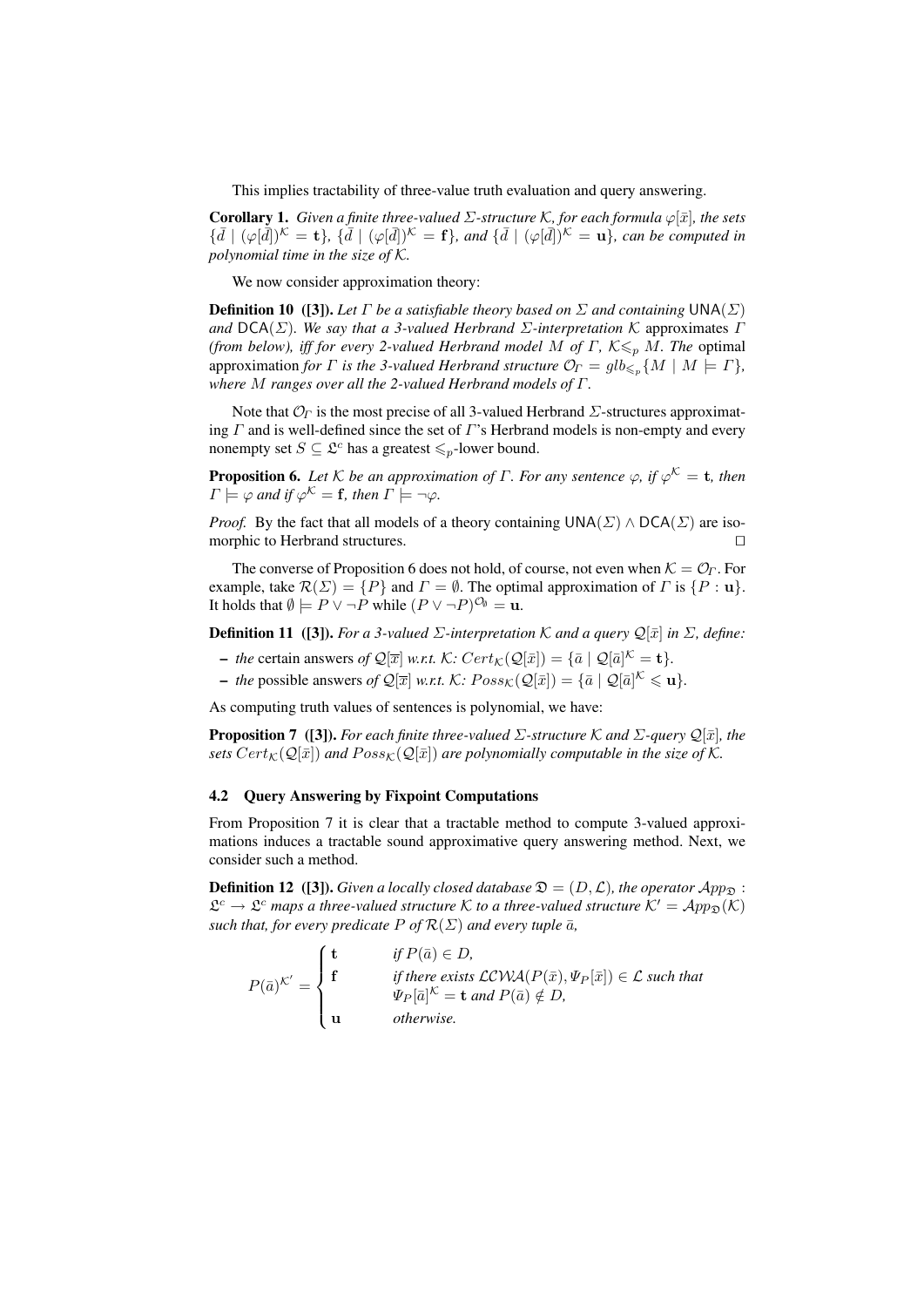This implies tractability of three-value truth evaluation and query answering.

**Corollary 1.** *Given a finite three-valued $\Sigma$-structure $\mathcal{K}$, for each formula $\varphi[\bar{x}]$, the sets $\{\bar{d} \mid (\varphi[\bar{d}])^{\mathcal{K}} = \mathbf{t}\}$, $\{\bar{d} \mid (\varphi[\bar{d}])^{\mathcal{K}} = \mathbf{f}\}$, and $\{\bar{d} \mid (\varphi[\bar{d}])^{\mathcal{K}} = \mathbf{u}\}$, can be computed in polynomial time in the size of $\mathcal{K}$.*

We now consider approximation theory:

**Definition 10 ([3]).** *Let $\Gamma$ be a satisfiable theory based on $\Sigma$ and containing $\mathsf{UNA}(\Sigma)$ and $\mathsf{DCA}(\Sigma)$. We say that a 3-valued Herbrand $\Sigma$-interpretation $\mathcal{K}$* approximates *$\Gamma$ (from below), iff for every 2-valued Herbrand model $M$ of $\Gamma$, $\mathcal{K} \leqslant_p M$. The* optimal approximation *for $\Gamma$ is the 3-valued Herbrand structure $\mathcal{O}_\Gamma = glb_{\leqslant_p}\{M \mid M \models \Gamma\}$, where $M$ ranges over all the 2-valued Herbrand models of $\Gamma$.*

Note that $\mathcal{O}_\Gamma$ is the most precise of all 3-valued Herbrand $\Sigma$-structures approximating $\Gamma$ and is well-defined since the set of $\Gamma$'s Herbrand models is non-empty and every nonempty set $S \subseteq \mathfrak{L}^c$ has a greatest $\leqslant_p$-lower bound.

**Proposition 6.** *Let $\mathcal{K}$ be an approximation of $\Gamma$. For any sentence $\varphi$, if $\varphi^{\mathcal{K}} = \mathbf{t}$, then $\Gamma \models \varphi$ and if $\varphi^{\mathcal{K}} = \mathbf{f}$, then $\Gamma \models \neg\varphi$.*

*Proof.* By the fact that all models of a theory containing $\mathsf{UNA}(\Sigma) \wedge \mathsf{DCA}(\Sigma)$ are isomorphic to Herbrand structures. $\square$

The converse of Proposition 6 does not hold, of course, not even when $\mathcal{K} = \mathcal{O}_\Gamma$. For example, take $\mathcal{R}(\Sigma) = \{P\}$ and $\Gamma = \emptyset$. The optimal approximation of $\Gamma$ is $\{P : \mathbf{u}\}$. It holds that $\emptyset \models P \vee \neg P$ while $(P \vee \neg P)^{\mathcal{O}_\emptyset} = \mathbf{u}$.

**Definition 11 ([3]).** *For a 3-valued $\Sigma$-interpretation $\mathcal{K}$ and a query $\mathcal{Q}[\bar{x}]$ in $\Sigma$, define:*

- *the* certain answers *of $\mathcal{Q}[\overline{x}]$ w.r.t. $\mathcal{K}$: $Cert_{\mathcal{K}}(\mathcal{Q}[\bar{x}]) = \{\bar{a} \mid \mathcal{Q}[\bar{a}]^{\mathcal{K}} = \mathbf{t}\}$.*
- *the* possible answers *of $\mathcal{Q}[\overline{x}]$ w.r.t. $\mathcal{K}$: $Poss_{\mathcal{K}}(\mathcal{Q}[\bar{x}]) = \{\bar{a} \mid \mathcal{Q}[\bar{a}]^{\mathcal{K}} \leqslant \mathbf{u}\}$.*

As computing truth values of sentences is polynomial, we have:

**Proposition 7 ([3]).** *For each finite three-valued $\Sigma$-structure $\mathcal{K}$ and $\Sigma$-query $\mathcal{Q}[\bar{x}]$, the sets $Cert_{\mathcal{K}}(\mathcal{Q}[\bar{x}])$ and $Poss_{\mathcal{K}}(\mathcal{Q}[\bar{x}])$ are polynomially computable in the size of $\mathcal{K}$.*

### 4.2 Query Answering by Fixpoint Computations

From Proposition 7 it is clear that a tractable method to compute 3-valued approximations induces a tractable sound approximative query answering method. Next, we consider such a method.

**Definition 12 ([3]).** *Given a locally closed database $\mathfrak{D} = (D, \mathcal{L})$, the operator $\mathcal{A}pp_{\mathfrak{D}} : \mathfrak{L}^c \to \mathfrak{L}^c$ maps a three-valued structure $\mathcal{K}$ to a three-valued structure $\mathcal{K}' = \mathcal{A}pp_{\mathfrak{D}}(\mathcal{K})$ such that, for every predicate $P$ of $\mathcal{R}(\Sigma)$ and every tuple $\bar{a}$,*

$$
P(\bar{a})^{\mathcal{K}'} = \begin{cases} \mathbf{t} & \text{if } P(\bar{a}) \in D, \\ \mathbf{f} & \text{if there exists } \mathcal{LCWA}(P(\bar{x}), \Psi_P[\bar{x}]) \in \mathcal{L} \text{ such that} \\ & \Psi_P[\bar{a}]^{\mathcal{K}} = \mathbf{t} \text{ and } P(\bar{a}) \notin D, \\ \mathbf{u} & \text{otherwise.} \end{cases}
$$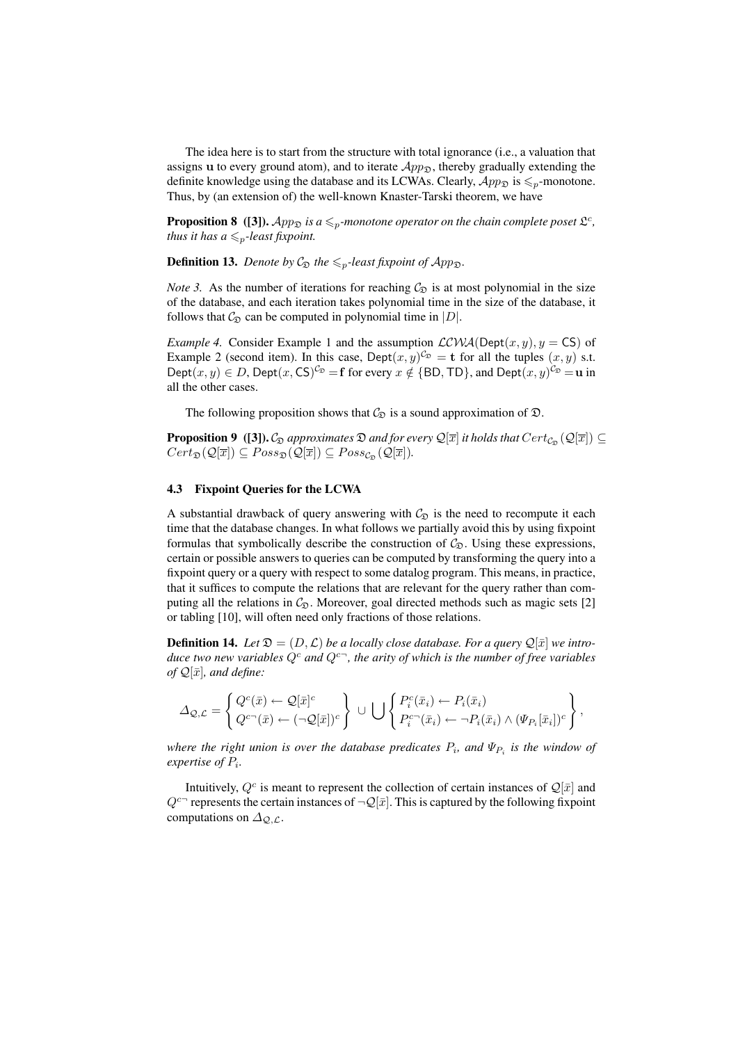The idea here is to start from the structure with total ignorance (i.e., a valuation that assigns $\mathbf{u}$ to every ground atom), and to iterate $\mathcal{A}pp_{\mathfrak{D}}$, thereby gradually extending the definite knowledge using the database and its LCWAs. Clearly, $\mathcal{A}pp_{\mathfrak{D}}$ is $\leqslant_p$-monotone. Thus, by (an extension of) the well-known Knaster-Tarski theorem, we have

**Proposition 8 ([3]).** *$\mathcal{A}pp_{\mathfrak{D}}$ is a $\leqslant_p$-monotone operator on the chain complete poset $\mathfrak{L}^c$, thus it has a $\leqslant_p$-least fixpoint.*

**Definition 13.** *Denote by $\mathcal{C}_{\mathfrak{D}}$ the $\leqslant_p$-least fixpoint of $\mathcal{A}pp_{\mathfrak{D}}$.*

*Note 3.* As the number of iterations for reaching $\mathcal{C}_{\mathfrak{D}}$ is at most polynomial in the size of the database, and each iteration takes polynomial time in the size of the database, it follows that $\mathcal{C}_{\mathfrak{D}}$ can be computed in polynomial time in $|D|$.

*Example 4.* Consider Example 1 and the assumption $\mathcal{LCWA}(\mathsf{Dept}(x, y), y = \mathsf{CS})$ of Example 2 (second item). In this case, $\mathsf{Dept}(x, y)^{\mathcal{C}_{\mathfrak{D}}} = \mathbf{t}$ for all the tuples $(x, y)$ s.t. $\mathsf{Dept}(x, y) \in D$, $\mathsf{Dept}(x, \mathsf{CS})^{\mathcal{C}_{\mathfrak{D}}} = \mathbf{f}$ for every $x \notin \{\mathsf{BD}, \mathsf{TD}\}$, and $\mathsf{Dept}(x, y)^{\mathcal{C}_{\mathfrak{D}}} = \mathbf{u}$ in all the other cases.

The following proposition shows that $\mathcal{C}_{\mathfrak{D}}$ is a sound approximation of $\mathfrak{D}$.

**Proposition 9 ([3]).** *$\mathcal{C}_{\mathfrak{D}}$ approximates $\mathfrak{D}$ and for every $\mathcal{Q}[\overline{x}]$ it holds that $Cert_{\mathcal{C}_{\mathfrak{D}}}(\mathcal{Q}[\overline{x}]) \subseteq Cert_{\mathfrak{D}}(\mathcal{Q}[\overline{x}]) \subseteq Poss_{\mathfrak{D}}(\mathcal{Q}[\overline{x}]) \subseteq Poss_{\mathcal{C}_{\mathfrak{D}}}(\mathcal{Q}[\overline{x}])$.*

### 4.3 Fixpoint Queries for the LCWA

A substantial drawback of query answering with $\mathcal{C}_{\mathfrak{D}}$ is the need to recompute it each time that the database changes. In what follows we partially avoid this by using fixpoint formulas that symbolically describe the construction of $\mathcal{C}_{\mathfrak{D}}$. Using these expressions, certain or possible answers to queries can be computed by transforming the query into a fixpoint query or a query with respect to some datalog program. This means, in practice, that it suffices to compute the relations that are relevant for the query rather than computing all the relations in $\mathcal{C}_{\mathfrak{D}}$. Moreover, goal directed methods such as magic sets [2] or tabling [10], will often need only fractions of those relations.

**Definition 14.** *Let $\mathfrak{D} = (D, \mathcal{L})$ be a locally close database. For a query $\mathcal{Q}[\bar{x}]$ we introduce two new variables $Q^c$ and $Q^{c\neg}$, the arity of which is the number of free variables of $\mathcal{Q}[\bar{x}]$, and define:*

$$\Delta_{\mathcal{Q},\mathcal{L}} = \left\{ \begin{array}{l} Q^c(\bar{x}) \leftarrow \mathcal{Q}[\bar{x}]^c \\ Q^{c\neg}(\bar{x}) \leftarrow (\neg\mathcal{Q}[\bar{x}])^c \end{array} \right\} \cup \bigcup \left\{ \begin{array}{l} P_i^c(\bar{x}_i) \leftarrow P_i(\bar{x}_i) \\ P_i^{c\neg}(\bar{x}_i) \leftarrow \neg P_i(\bar{x}_i) \wedge (\Psi_{P_i}[\bar{x}_i])^c \end{array} \right\},$$

*where the right union is over the database predicates $P_i$, and $\Psi_{P_i}$ is the window of expertise of $P_i$.*

Intuitively, $Q^c$ is meant to represent the collection of certain instances of $\mathcal{Q}[\bar{x}]$ and $Q^{c\neg}$ represents the certain instances of $\neg\mathcal{Q}[\bar{x}]$. This is captured by the following fixpoint computations on $\Delta_{\mathcal{Q},\mathcal{L}}$.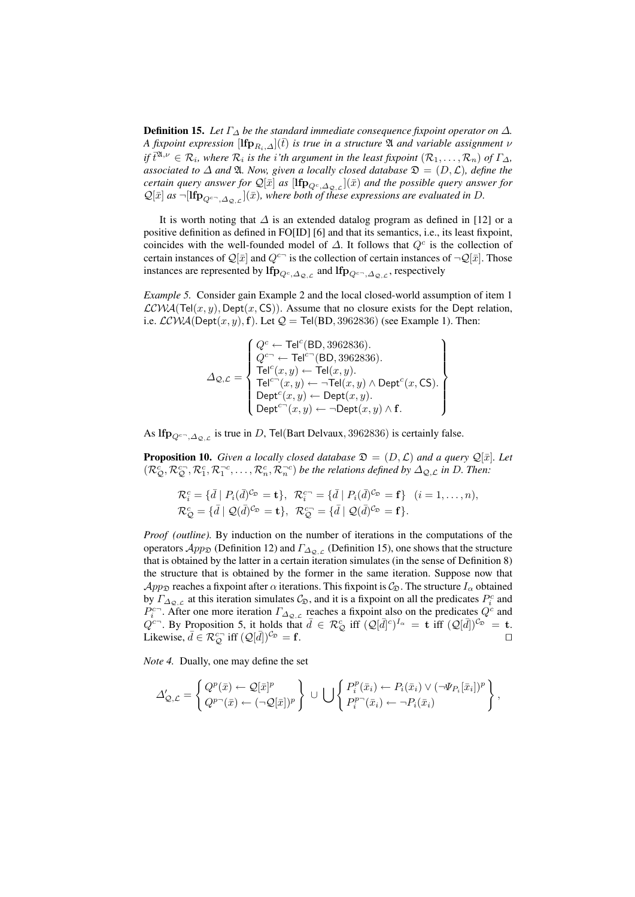**Definition 15.** *Let $\Gamma_\Delta$ be the standard immediate consequence fixpoint operator on $\Delta$. A fixpoint expression $[\mathbf{lfp}_{R_i,\Delta}](\bar{t})$ is true in a structure $\mathfrak{A}$ and variable assignment $\nu$ if $\bar{t}^{\mathfrak{A},\nu} \in \mathcal{R}_i$, where $\mathcal{R}_i$ is the i'th argument in the least fixpoint $(\mathcal{R}_1, \ldots, \mathcal{R}_n)$ of $\Gamma_\Delta$, associated to $\Delta$ and $\mathfrak{A}$. Now, given a locally closed database $\mathfrak{D} = (D, \mathcal{L})$, define the certain query answer for $\mathcal{Q}[\bar{x}]$ as $[\mathbf{lfp}_{Q^c,\Delta_{\mathcal{Q},\mathcal{L}}}](\bar{x})$ and the possible query answer for $\mathcal{Q}[\bar{x}]$ as $\neg[\mathbf{lfp}_{Q^{c\neg},\Delta_{\mathcal{Q},\mathcal{L}}}](\bar{x})$, where both of these expressions are evaluated in D.*

It is worth noting that $\Delta$ is an extended datalog program as defined in [12] or a positive definition as defined in FO[ID] [6] and that its semantics, i.e., its least fixpoint, coincides with the well-founded model of $\Delta$. It follows that $Q^c$ is the collection of certain instances of $\mathcal{Q}[\bar{x}]$ and $Q^{c\neg}$ is the collection of certain instances of $\neg\mathcal{Q}[\bar{x}]$. Those instances are represented by $\mathbf{lfp}_{Q^c,\Delta_{\mathcal{Q},\mathcal{L}}}$ and $\mathbf{lfp}_{Q^{c\neg},\Delta_{\mathcal{Q},\mathcal{L}}}$, respectively

*Example 5.* Consider gain Example 2 and the local closed-world assumption of item 1 $\mathcal{LCWA}(\mathsf{Tel}(x,y), \mathsf{Dept}(x, \mathsf{CS}))$. Assume that no closure exists for the Dept relation, i.e. $\mathcal{LCWA}(\mathsf{Dept}(x,y), \mathbf{f})$. Let $\mathcal{Q} = \mathsf{Tel}(\mathsf{BD}, 3962836)$ (see Example 1). Then:

$$\Delta_{\mathcal{Q},\mathcal{L}} = \left\{ \begin{array}{l} Q^c \leftarrow \mathsf{Tel}^c(\mathsf{BD}, 3962836). \\ Q^{c\neg} \leftarrow \mathsf{Tel}^{c\neg}(\mathsf{BD}, 3962836). \\ \mathsf{Tel}^c(x,y) \leftarrow \mathsf{Tel}(x,y). \\ \mathsf{Tel}^{c\neg}(x,y) \leftarrow \neg\mathsf{Tel}(x,y) \wedge \mathsf{Dept}^c(x, \mathsf{CS}). \\ \mathsf{Dept}^c(x,y) \leftarrow \mathsf{Dept}(x,y). \\ \mathsf{Dept}^{c\neg}(x,y) \leftarrow \neg\mathsf{Dept}(x,y) \wedge \mathbf{f}. \end{array} \right\}$$

As $\mathbf{lfp}_{Q^{c\neg},\Delta_{\mathcal{Q},\mathcal{L}}}$ is true in $D$, $\mathsf{Tel}(\text{Bart Delvaux}, 3962836)$ is certainly false.

**Proposition 10.** *Given a locally closed database $\mathfrak{D} = (D, \mathcal{L})$ and a query $\mathcal{Q}[\bar{x}]$. Let $(\mathcal{R}^c_{\mathcal{Q}}, \mathcal{R}^{c\neg}_{\mathcal{Q}}, \mathcal{R}^c_1, \mathcal{R}^{\neg c}_1, \ldots, \mathcal{R}^c_n, \mathcal{R}^{\neg c}_n)$ be the relations defined by $\Delta_{\mathcal{Q},\mathcal{L}}$ in D. Then:*

$$\mathcal{R}^c_i = \{\bar{d} \mid P_i(\bar{d})^{\mathcal{C}_\mathfrak{D}} = \mathbf{t}\},\ \ \mathcal{R}^{c\neg}_i = \{\bar{d} \mid P_i(\bar{d})^{\mathcal{C}_\mathfrak{D}} = \mathbf{f}\} \quad (i = 1, \ldots, n),$$
$$\mathcal{R}^c_{\mathcal{Q}} = \{\bar{d} \mid \mathcal{Q}(\bar{d})^{\mathcal{C}_\mathfrak{D}} = \mathbf{t}\},\ \ \mathcal{R}^{c\neg}_{\mathcal{Q}} = \{\bar{d} \mid \mathcal{Q}(\bar{d})^{\mathcal{C}_\mathfrak{D}} = \mathbf{f}\}.$$

*Proof (outline).* By induction on the number of iterations in the computations of the operators $\mathcal{A}pp_\mathfrak{D}$ (Definition 12) and $\Gamma_{\Delta_{\mathcal{Q},\mathcal{L}}}$ (Definition 15), one shows that the structure that is obtained by the latter in a certain iteration simulates (in the sense of Definition 8) the structure that is obtained by the former in the same iteration. Suppose now that $\mathcal{A}pp_\mathfrak{D}$ reaches a fixpoint after $\alpha$ iterations. This fixpoint is $\mathcal{C}_\mathfrak{D}$. The structure $I_\alpha$ obtained by $\Gamma_{\Delta_{\mathcal{Q},\mathcal{L}}}$ at this iteration simulates $\mathcal{C}_\mathfrak{D}$, and it is a fixpoint on all the predicates $P^c_i$ and $P^{c\neg}_i$. After one more iteration $\Gamma_{\Delta_{\mathcal{Q},\mathcal{L}}}$ reaches a fixpoint also on the predicates $Q^c$ and $Q^{c\neg}$. By Proposition 5, it holds that $\bar{d} \in \mathcal{R}^c_{\mathcal{Q}}$ iff $(\mathcal{Q}[\bar{d}]^c)^{I_\alpha} = \mathbf{t}$ iff $(\mathcal{Q}[\bar{d}])^{\mathcal{C}_\mathfrak{D}} = \mathbf{t}$. Likewise, $\bar{d} \in \mathcal{R}^{c\neg}_{\mathcal{Q}}$ iff $(\mathcal{Q}[\bar{d}])^{\mathcal{C}_\mathfrak{D}} = \mathbf{f}$. $\square$

*Note 4.* Dually, one may define the set

$$\Delta'_{\mathcal{Q},\mathcal{L}} = \left\{ \begin{array}{l} Q^p(\bar{x}) \leftarrow \mathcal{Q}[\bar{x}]^p \\ Q^{p\neg}(\bar{x}) \leftarrow (\neg\mathcal{Q}[\bar{x}])^p \end{array} \right\} \cup \bigcup \left\{ \begin{array}{l} P^p_i(\bar{x}_i) \leftarrow P_i(\bar{x}_i) \vee (\neg\Psi_{P_i}[\bar{x}_i])^p \\ P^{p\neg}_i(\bar{x}_i) \leftarrow \neg P_i(\bar{x}_i) \end{array} \right\},$$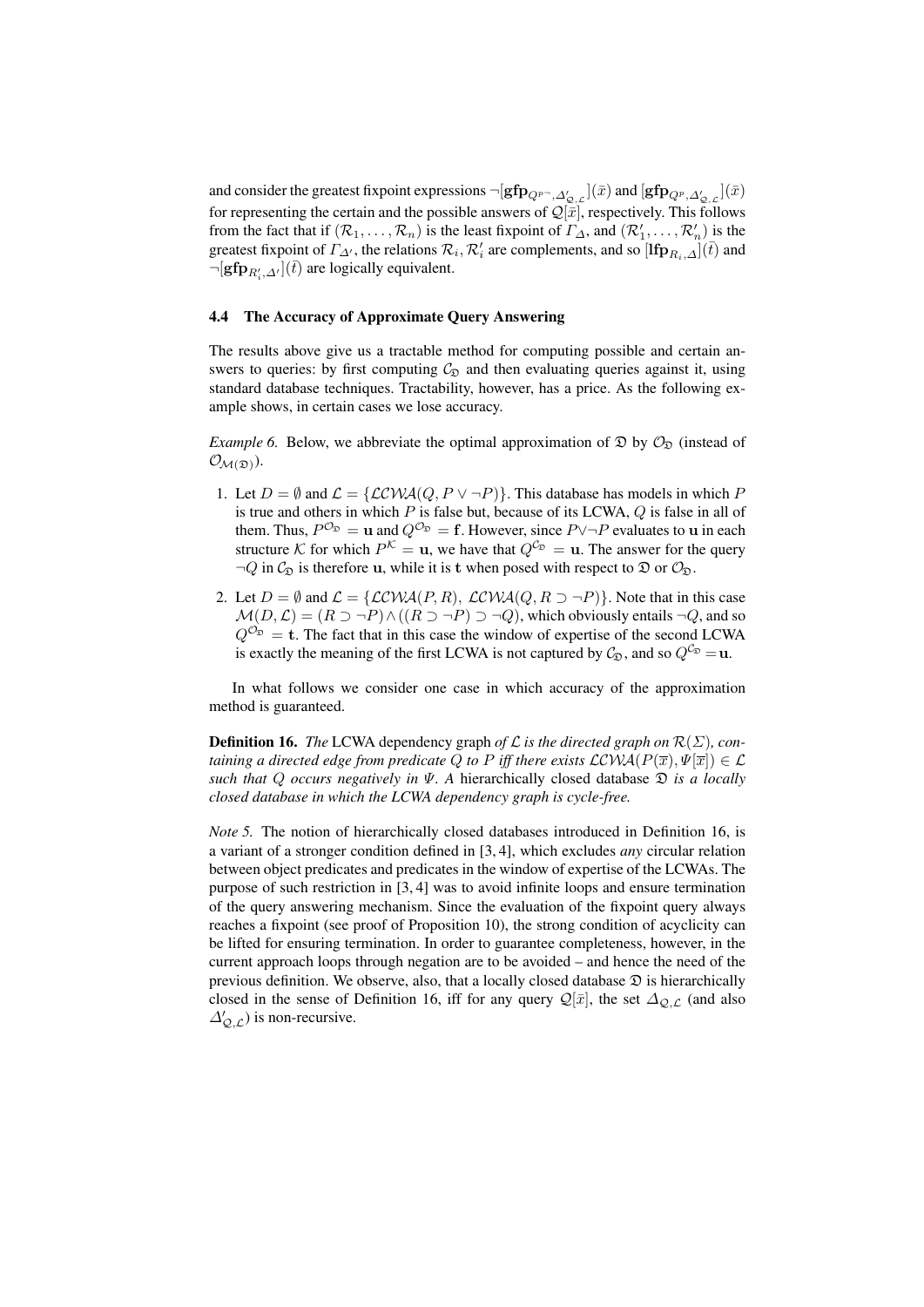and consider the greatest fixpoint expressions $\neg[\mathbf{gfp}_{Q^{p\neg},\Delta'_{\mathcal{Q},\mathcal{L}}}](\bar{x})$ and $[\mathbf{gfp}_{Q^{p},\Delta'_{\mathcal{Q},\mathcal{L}}}](\bar{x})$ for representing the certain and the possible answers of $\mathcal{Q}[\bar{x}]$, respectively. This follows from the fact that if $(\mathcal{R}_1,\ldots,\mathcal{R}_n)$ is the least fixpoint of $\Gamma_\Delta$, and $(\mathcal{R}'_1,\ldots,\mathcal{R}'_n)$ is the greatest fixpoint of $\Gamma_{\Delta'}$, the relations $\mathcal{R}_i,\mathcal{R}'_i$ are complements, and so $[\mathbf{lfp}_{R_i,\Delta}](\bar{t})$ and $\neg[\mathbf{gfp}_{R'_i,\Delta'}](\bar{t})$ are logically equivalent.

### 4.4 The Accuracy of Approximate Query Answering

The results above give us a tractable method for computing possible and certain answers to queries: by first computing $\mathcal{C}_{\mathfrak{D}}$ and then evaluating queries against it, using standard database techniques. Tractability, however, has a price. As the following example shows, in certain cases we lose accuracy.

*Example 6.* Below, we abbreviate the optimal approximation of $\mathfrak{D}$ by $\mathcal{O}_{\mathfrak{D}}$ (instead of $\mathcal{O}_{\mathcal{M}(\mathfrak{D})}$).

1. Let $D=\emptyset$ and $\mathcal{L}=\{\mathcal{LCWA}(Q,P\vee\neg P)\}$. This database has models in which $P$ is true and others in which $P$ is false but, because of its LCWA, $Q$ is false in all of them. Thus, $P^{\mathcal{O}_{\mathfrak{D}}}=\mathbf{u}$ and $Q^{\mathcal{O}_{\mathfrak{D}}}=\mathbf{f}$. However, since $P\vee\neg P$ evaluates to $\mathbf{u}$ in each structure $\mathcal{K}$ for which $P^{\mathcal{K}}=\mathbf{u}$, we have that $Q^{\mathcal{C}_{\mathfrak{D}}}=\mathbf{u}$. The answer for the query $\neg Q$ in $\mathcal{C}_{\mathfrak{D}}$ is therefore $\mathbf{u}$, while it is $\mathbf{t}$ when posed with respect to $\mathfrak{D}$ or $\mathcal{O}_{\mathfrak{D}}$.
2. Let $D=\emptyset$ and $\mathcal{L}=\{\mathcal{LCWA}(P,R),\ \mathcal{LCWA}(Q,R\supset\neg P)\}$. Note that in this case $\mathcal{M}(D,\mathcal{L})=(R\supset\neg P)\wedge((R\supset\neg P)\supset\neg Q)$, which obviously entails $\neg Q$, and so $Q^{\mathcal{O}_{\mathfrak{D}}}=\mathbf{t}$. The fact that in this case the window of expertise of the second LCWA is exactly the meaning of the first LCWA is not captured by $\mathcal{C}_{\mathfrak{D}}$, and so $Q^{\mathcal{C}_{\mathfrak{D}}}=\mathbf{u}$.

In what follows we consider one case in which accuracy of the approximation method is guaranteed.

**Definition 16.** *The* LCWA dependency graph *of $\mathcal{L}$ is the directed graph on $\mathcal{R}(\Sigma)$, containing a directed edge from predicate $Q$ to $P$ iff there exists $\mathcal{LCWA}(P(\overline{x}),\Psi[\overline{x}])\in\mathcal{L}$ such that $Q$ occurs negatively in $\Psi$. A* hierarchically closed database *$\mathfrak{D}$ is a locally closed database in which the LCWA dependency graph is cycle-free.*

*Note 5.* The notion of hierarchically closed databases introduced in Definition 16, is a variant of a stronger condition defined in [3, 4], which excludes *any* circular relation between object predicates and predicates in the window of expertise of the LCWAs. The purpose of such restriction in [3, 4] was to avoid infinite loops and ensure termination of the query answering mechanism. Since the evaluation of the fixpoint query always reaches a fixpoint (see proof of Proposition 10), the strong condition of acyclicity can be lifted for ensuring termination. In order to guarantee completeness, however, in the current approach loops through negation are to be avoided – and hence the need of the previous definition. We observe, also, that a locally closed database $\mathfrak{D}$ is hierarchically closed in the sense of Definition 16, iff for any query $\mathcal{Q}[\bar{x}]$, the set $\Delta_{\mathcal{Q},\mathcal{L}}$ (and also $\Delta'_{\mathcal{Q},\mathcal{L}}$) is non-recursive.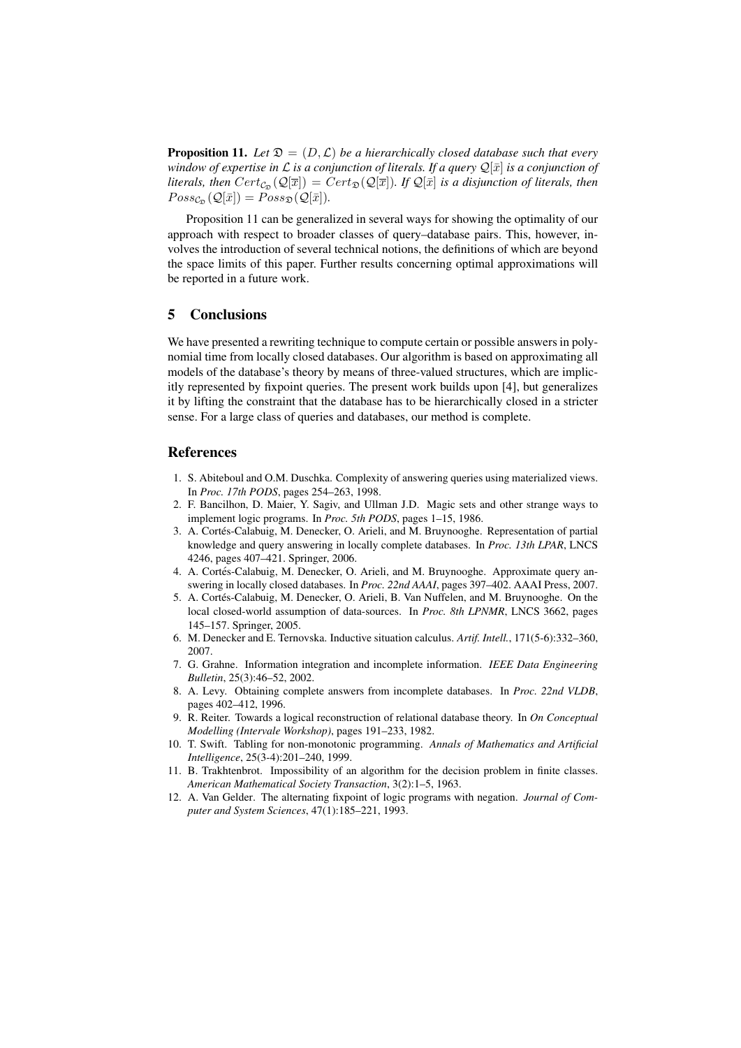**Proposition 11.** *Let $\mathfrak{D} = (D, \mathcal{L})$ be a hierarchically closed database such that every window of expertise in $\mathcal{L}$ is a conjunction of literals. If a query $\mathcal{Q}[\bar{x}]$ is a conjunction of literals, then $Cert_{\mathcal{C}_{\mathfrak{D}}}(\mathcal{Q}[\overline{x}]) = Cert_{\mathfrak{D}}(\mathcal{Q}[\overline{x}])$. If $\mathcal{Q}[\bar{x}]$ is a disjunction of literals, then $Poss_{\mathcal{C}_{\mathfrak{D}}}(\mathcal{Q}[\bar{x}]) = Poss_{\mathfrak{D}}(\mathcal{Q}[\bar{x}])$.*

Proposition 11 can be generalized in several ways for showing the optimality of our approach with respect to broader classes of query–database pairs. This, however, involves the introduction of several technical notions, the definitions of which are beyond the space limits of this paper. Further results concerning optimal approximations will be reported in a future work.

## 5 Conclusions

We have presented a rewriting technique to compute certain or possible answers in polynomial time from locally closed databases. Our algorithm is based on approximating all models of the database's theory by means of three-valued structures, which are implicitly represented by fixpoint queries. The present work builds upon [4], but generalizes it by lifting the constraint that the database has to be hierarchically closed in a stricter sense. For a large class of queries and databases, our method is complete.

## References

1. S. Abiteboul and O.M. Duschka. Complexity of answering queries using materialized views. In *Proc. 17th PODS*, pages 254–263, 1998.
2. F. Bancilhon, D. Maier, Y. Sagiv, and Ullman J.D. Magic sets and other strange ways to implement logic programs. In *Proc. 5th PODS*, pages 1–15, 1986.
3. A. Cortés-Calabuig, M. Denecker, O. Arieli, and M. Bruynooghe. Representation of partial knowledge and query answering in locally complete databases. In *Proc. 13th LPAR*, LNCS 4246, pages 407–421. Springer, 2006.
4. A. Cortés-Calabuig, M. Denecker, O. Arieli, and M. Bruynooghe. Approximate query answering in locally closed databases. In *Proc. 22nd AAAI*, pages 397–402. AAAI Press, 2007.
5. A. Cortés-Calabuig, M. Denecker, O. Arieli, B. Van Nuffelen, and M. Bruynooghe. On the local closed-world assumption of data-sources. In *Proc. 8th LPNMR*, LNCS 3662, pages 145–157. Springer, 2005.
6. M. Denecker and E. Ternovska. Inductive situation calculus. *Artif. Intell.*, 171(5-6):332–360, 2007.
7. G. Grahne. Information integration and incomplete information. *IEEE Data Engineering Bulletin*, 25(3):46–52, 2002.
8. A. Levy. Obtaining complete answers from incomplete databases. In *Proc. 22nd VLDB*, pages 402–412, 1996.
9. R. Reiter. Towards a logical reconstruction of relational database theory. In *On Conceptual Modelling (Intervale Workshop)*, pages 191–233, 1982.
10. T. Swift. Tabling for non-monotonic programming. *Annals of Mathematics and Artificial Intelligence*, 25(3-4):201–240, 1999.
11. B. Trakhtenbrot. Impossibility of an algorithm for the decision problem in finite classes. *American Mathematical Society Transaction*, 3(2):1–5, 1963.
12. A. Van Gelder. The alternating fixpoint of logic programs with negation. *Journal of Computer and System Sciences*, 47(1):185–221, 1993.